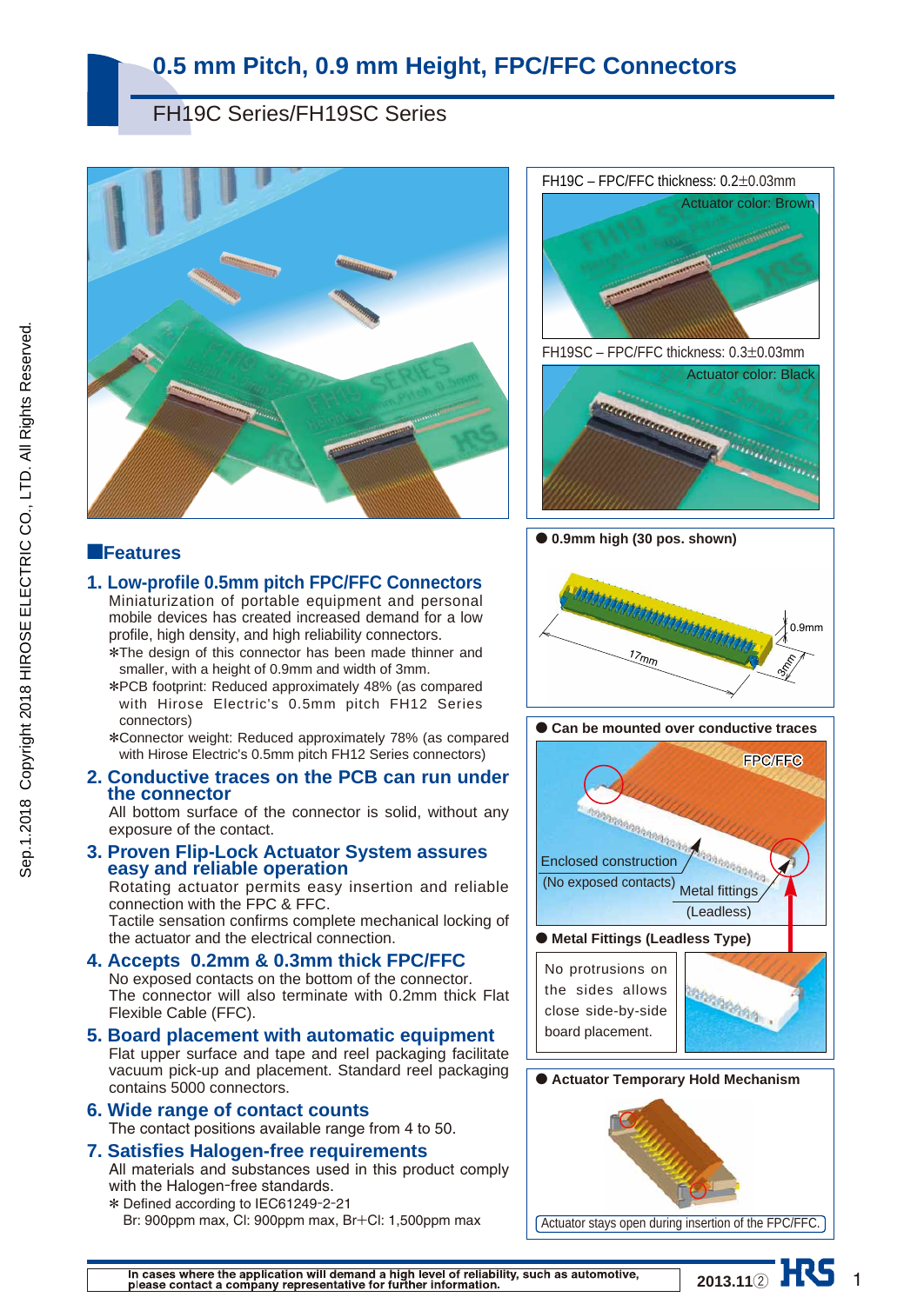# 0.5 mm Pitch, 0.9 mm Height, FPC/FFC Connectors

## FH19C Series/FH19SC Series

FH19C – FPC/FFC thickness: 0.2±0.03mm

Actuator color: Brown

FH19SC – FPC/FFC thickness: 0.3±0.03mm

Actuator color: Black

## ■Features

### 1. Low-profile 0.5mm pitch FPC/FFC Connectors

Miniaturization of portable equipment and personal mobile devices has created increased demand for a low profile, high density, and high reliability connectors.

∗The design of this connector has been made thinner and smaller, with a height of 0.9mm and width of 3mm.

∗PCB footprint: Reduced approximately 48% (as compared with Hirose Electric's 0.5mm pitch FH12 Series connectors)

∗Connector weight: Reduced approximately 78% (as compared with Hirose Electric's 0.5mm pitch FH12 Series connectors)

### 2. Conductive traces on the PCB can run under the connector

All bottom surface of the connector is solid, without any exposure of the contact.

### 3. Proven Flip-Lock Actuator System assures easy and reliable operation

Rotating actuator permits easy insertion and reliable connection with the FPC & FFC.

Tactile sensation confirms complete mechanical locking of the actuator and the electrical connection.

### 4. Accepts 0.2mm & 0.3mm thick FPC/FFC

No exposed contacts on the bottom of the connector.

The connector will also terminate with 0.2mm thick Flat Flexible Cable (FFC).

### 5. Board placement with automatic equipment

Flat upper surface and tape and reel packaging facilitate vacuum pick-up and placement. Standard reel packaging contains 5000 connectors.

### 6. Wide range of contact counts

The contact positions available range from 4 to 50.

### 7. Satisfies Halogen-free requirements

All materials and substances used in this product comply with the Halogen-free standards.

∗ Defined according to IEC61249-2-21

Br: 900ppm max, Cl: 900ppm max, Br+Cl: 1,500ppm max

● 0.9mm high (30 pos. shown)

17mm, 0.9mm, 3mm

● Can be mounted over conductive traces

FPC/FFC

Enclosed construction (No exposed contacts)

Metal fittings (Leadless)

● Metal Fittings (Leadless Type)

No protrusions on the sides allows close side-by-side board placement.

● Actuator Temporary Hold Mechanism

Actuator stays open during insertion of the FPC/FFC.

In cases where the application will demand a high level of reliability, such as automotive, please contact a company representative for further information.

2013.11②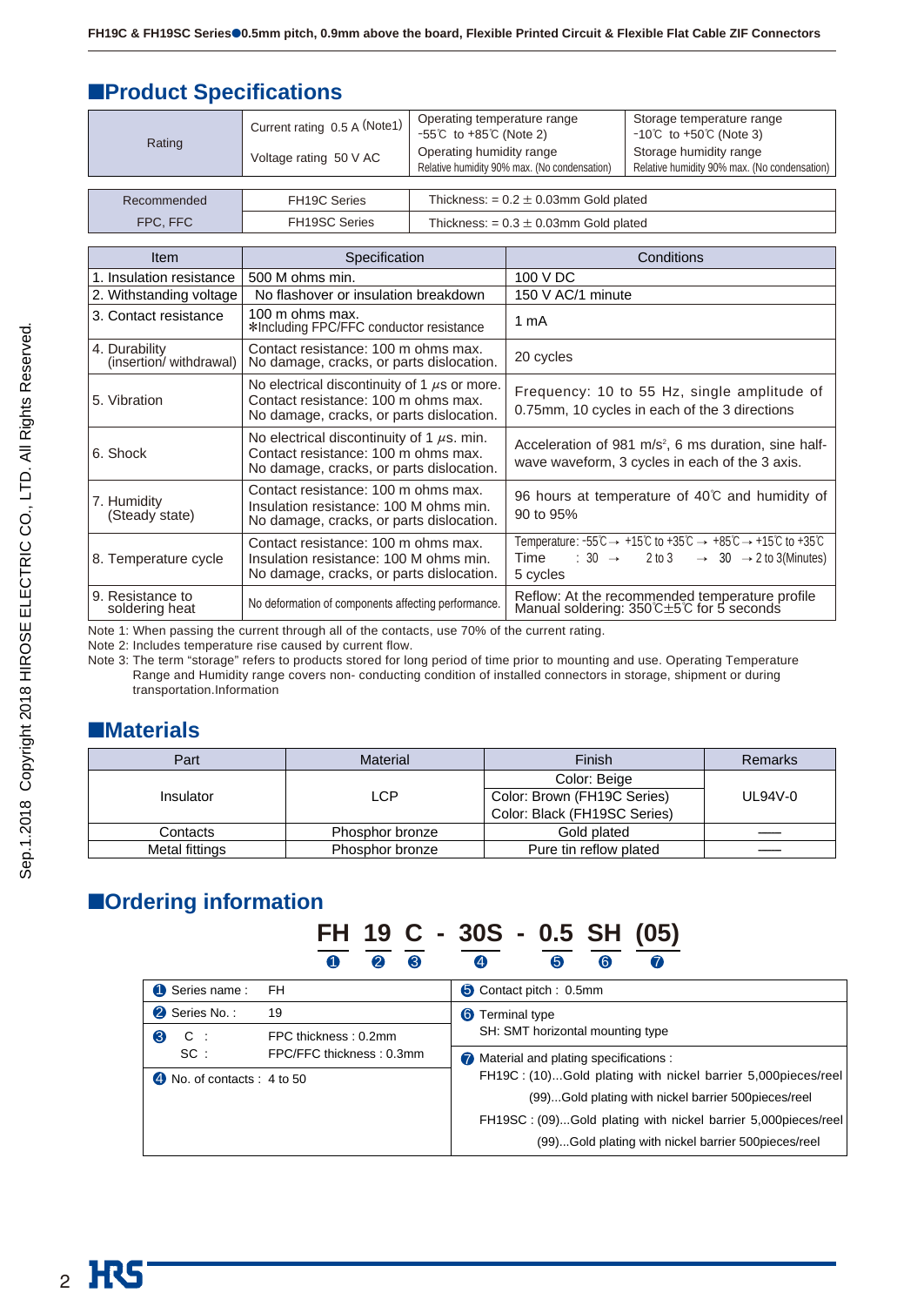## ■Product Specifications

| Rating | Current rating 0.5 A (Note1) | Operating temperature range -55℃ to +85℃ (Note 2) | Storage temperature range -10℃ to +50℃ (Note 3) |
|---|---|---|---|
| | Voltage rating 50 V AC | Operating humidity range Relative humidity 90% max. (No condensation) | Storage humidity range Relative humidity 90% max. (No condensation) |

| Recommended FPC, FFC | FH19C Series | Thickness: = 0.2 ± 0.03mm Gold plated |
|---|---|---|
| | FH19SC Series | Thickness: = 0.3 ± 0.03mm Gold plated |

| Item | Specification | Conditions |
|---|---|---|
| 1. Insulation resistance | 500 M ohms min. | 100 V DC |
| 2. Withstanding voltage | No flashover or insulation breakdown | 150 V AC/1 minute |
| 3. Contact resistance | 100 m ohms max. *Including FPC/FFC conductor resistance | 1 mA |
| 4. Durability (insertion/ withdrawal) | Contact resistance: 100 m ohms max. No damage, cracks, or parts dislocation. | 20 cycles |
| 5. Vibration | No electrical discontinuity of 1 μs or more. Contact resistance: 100 m ohms max. No damage, cracks, or parts dislocation. | Frequency: 10 to 55 Hz, single amplitude of 0.75mm, 10 cycles in each of the 3 directions |
| 6. Shock | No electrical discontinuity of 1 μs. min. Contact resistance: 100 m ohms max. No damage, cracks, or parts dislocation. | Acceleration of 981 m/s², 6 ms duration, sine half-wave waveform, 3 cycles in each of the 3 axis. |
| 7. Humidity (Steady state) | Contact resistance: 100 m ohms max. Insulation resistance: 100 M ohms min. No damage, cracks, or parts dislocation. | 96 hours at temperature of 40℃ and humidity of 90 to 95% |
| 8. Temperature cycle | Contact resistance: 100 m ohms max. Insulation resistance: 100 M ohms min. No damage, cracks, or parts dislocation. | Temperature: -55℃ → +15℃ to +35℃ → +85℃ → +15℃ to +35℃ Time : 30 → 2 to 3 → 30 → 2 to 3(Minutes) 5 cycles |
| 9. Resistance to soldering heat | No deformation of components affecting performance. | Reflow: At the recommended temperature profile Manual soldering: 350℃±5℃ for 5 seconds |

Note 1: When passing the current through all of the contacts, use 70% of the current rating.
Note 2: Includes temperature rise caused by current flow.
Note 3: The term "storage" refers to products stored for long period of time prior to mounting and use. Operating Temperature Range and Humidity range covers non- conducting condition of installed connectors in storage, shipment or during transportation.Information

## ■Materials

| Part | Material | Finish | Remarks |
|---|---|---|---|
| Insulator | LCP | Color: Beige<br>Color: Brown (FH19C Series)<br>Color: Black (FH19SC Series) | UL94V-0 |
| Contacts | Phosphor bronze | Gold plated | —— |
| Metal fittings | Phosphor bronze | Pure tin reflow plated | —— |

## ■Ordering information

**FH 19 C - 30S - 0.5 SH (05)**
❶ ❷ ❸ ❹ ❺ ❻ ❼

| | |
|---|---|
| ❶ Series name : FH | ❺ Contact pitch : 0.5mm |
| ❷ Series No. : 19 | ❻ Terminal type<br>SH: SMT horizontal mounting type |
| ❸ C : FPC thickness : 0.2mm<br>SC : FPC/FFC thickness : 0.3mm | ❼ Material and plating specifications :<br>FH19C : (10)...Gold plating with nickel barrier 5,000pieces/reel<br>(99)...Gold plating with nickel barrier 500pieces/reel<br>FH19SC : (09)...Gold plating with nickel barrier 5,000pieces/reel<br>(99)...Gold plating with nickel barrier 500pieces/reel |
| ❹ No. of contacts : 4 to 50 | |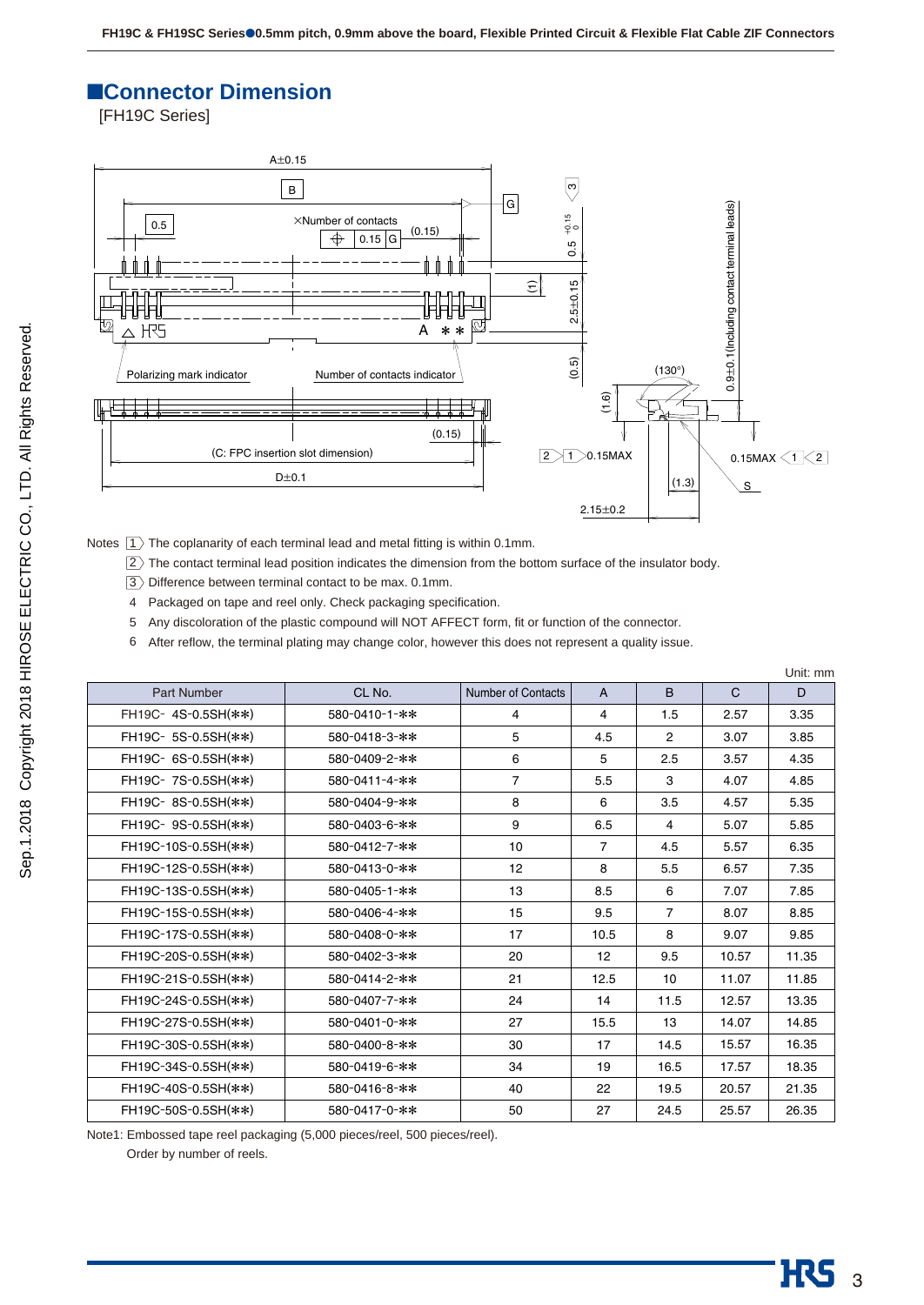## ■Connector Dimension

[FH19C Series]

Notes
1. The coplanarity of each terminal lead and metal fitting is within 0.1mm.
2. The contact terminal lead position indicates the dimension from the bottom surface of the insulator body.
3. Difference between terminal contact to be max. 0.1mm.
4. Packaged on tape and reel only. Check packaging specification.
5. Any discoloration of the plastic compound will NOT AFFECT form, fit or function of the connector.
6. After reflow, the terminal plating may change color, however this does not represent a quality issue.

Unit: mm

| Part Number | CL No. | Number of Contacts | A | B | C | D |
|---|---|---|---|---|---|---|
| FH19C- 4S-0.5SH(**) | 580-0410-1-** | 4 | 4 | 1.5 | 2.57 | 3.35 |
| FH19C- 5S-0.5SH(**) | 580-0418-3-** | 5 | 4.5 | 2 | 3.07 | 3.85 |
| FH19C- 6S-0.5SH(**) | 580-0409-2-** | 6 | 5 | 2.5 | 3.57 | 4.35 |
| FH19C- 7S-0.5SH(**) | 580-0411-4-** | 7 | 5.5 | 3 | 4.07 | 4.85 |
| FH19C- 8S-0.5SH(**) | 580-0404-9-** | 8 | 6 | 3.5 | 4.57 | 5.35 |
| FH19C- 9S-0.5SH(**) | 580-0403-6-** | 9 | 6.5 | 4 | 5.07 | 5.85 |
| FH19C-10S-0.5SH(**) | 580-0412-7-** | 10 | 7 | 4.5 | 5.57 | 6.35 |
| FH19C-12S-0.5SH(**) | 580-0413-0-** | 12 | 8 | 5.5 | 6.57 | 7.35 |
| FH19C-13S-0.5SH(**) | 580-0405-1-** | 13 | 8.5 | 6 | 7.07 | 7.85 |
| FH19C-15S-0.5SH(**) | 580-0406-4-** | 15 | 9.5 | 7 | 8.07 | 8.85 |
| FH19C-17S-0.5SH(**) | 580-0408-0-** | 17 | 10.5 | 8 | 9.07 | 9.85 |
| FH19C-20S-0.5SH(**) | 580-0402-3-** | 20 | 12 | 9.5 | 10.57 | 11.35 |
| FH19C-21S-0.5SH(**) | 580-0414-2-** | 21 | 12.5 | 10 | 11.07 | 11.85 |
| FH19C-24S-0.5SH(**) | 580-0407-7-** | 24 | 14 | 11.5 | 12.57 | 13.35 |
| FH19C-27S-0.5SH(**) | 580-0401-0-** | 27 | 15.5 | 13 | 14.07 | 14.85 |
| FH19C-30S-0.5SH(**) | 580-0400-8-** | 30 | 17 | 14.5 | 15.57 | 16.35 |
| FH19C-34S-0.5SH(**) | 580-0419-6-** | 34 | 19 | 16.5 | 17.57 | 18.35 |
| FH19C-40S-0.5SH(**) | 580-0416-8-** | 40 | 22 | 19.5 | 20.57 | 21.35 |
| FH19C-50S-0.5SH(**) | 580-0417-0-** | 50 | 27 | 24.5 | 25.57 | 26.35 |

Note1: Embossed tape reel packaging (5,000 pieces/reel, 500 pieces/reel).
Order by number of reels.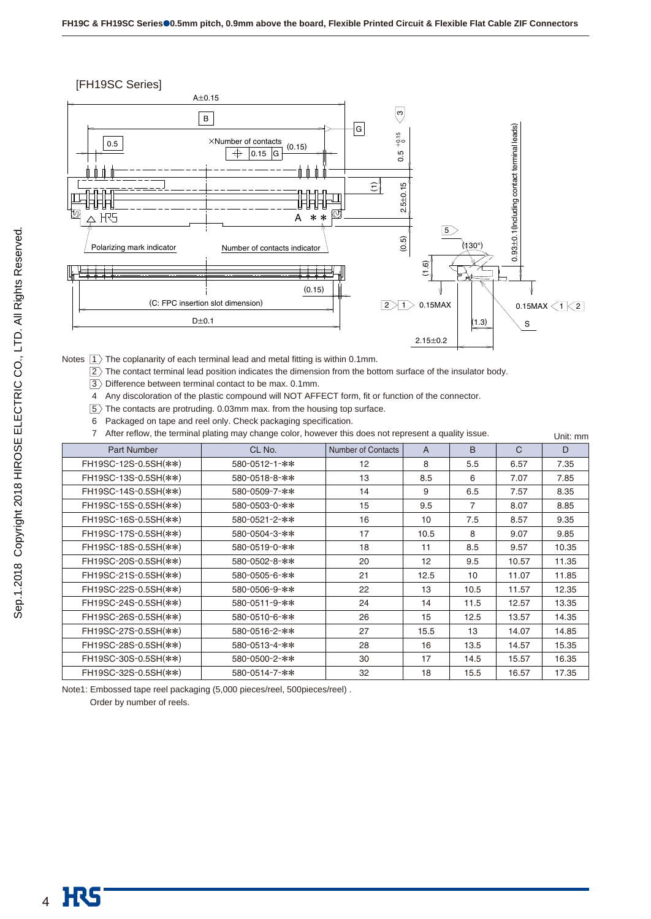## [FH19SC Series]

Notes
1. The coplanarity of each terminal lead and metal fitting is within 0.1mm.
2. The contact terminal lead position indicates the dimension from the bottom surface of the insulator body.
3. Difference between terminal contact to be max. 0.1mm.
4. Any discoloration of the plastic compound will NOT AFFECT form, fit or function of the connector.
5. The contacts are protruding. 0.03mm max. from the housing top surface.
6. Packaged on tape and reel only. Check packaging specification.
7. After reflow, the terminal plating may change color, however this does not represent a quality issue.

Unit: mm

| Part Number | CL No. | Number of Contacts | A | B | C | D |
|---|---|---|---|---|---|---|
| FH19SC-12S-0.5SH(**) | 580-0512-1-** | 12 | 8 | 5.5 | 6.57 | 7.35 |
| FH19SC-13S-0.5SH(**) | 580-0518-8-** | 13 | 8.5 | 6 | 7.07 | 7.85 |
| FH19SC-14S-0.5SH(**) | 580-0509-7-** | 14 | 9 | 6.5 | 7.57 | 8.35 |
| FH19SC-15S-0.5SH(**) | 580-0503-0-** | 15 | 9.5 | 7 | 8.07 | 8.85 |
| FH19SC-16S-0.5SH(**) | 580-0521-2-** | 16 | 10 | 7.5 | 8.57 | 9.35 |
| FH19SC-17S-0.5SH(**) | 580-0504-3-** | 17 | 10.5 | 8 | 9.07 | 9.85 |
| FH19SC-18S-0.5SH(**) | 580-0519-0-** | 18 | 11 | 8.5 | 9.57 | 10.35 |
| FH19SC-20S-0.5SH(**) | 580-0502-8-** | 20 | 12 | 9.5 | 10.57 | 11.35 |
| FH19SC-21S-0.5SH(**) | 580-0505-6-** | 21 | 12.5 | 10 | 11.07 | 11.85 |
| FH19SC-22S-0.5SH(**) | 580-0506-9-** | 22 | 13 | 10.5 | 11.57 | 12.35 |
| FH19SC-24S-0.5SH(**) | 580-0511-9-** | 24 | 14 | 11.5 | 12.57 | 13.35 |
| FH19SC-26S-0.5SH(**) | 580-0510-6-** | 26 | 15 | 12.5 | 13.57 | 14.35 |
| FH19SC-27S-0.5SH(**) | 580-0516-2-** | 27 | 15.5 | 13 | 14.07 | 14.85 |
| FH19SC-28S-0.5SH(**) | 580-0513-4-** | 28 | 16 | 13.5 | 14.57 | 15.35 |
| FH19SC-30S-0.5SH(**) | 580-0500-2-** | 30 | 17 | 14.5 | 15.57 | 16.35 |
| FH19SC-32S-0.5SH(**) | 580-0514-7-** | 32 | 18 | 15.5 | 16.57 | 17.35 |

Note1: Embossed tape reel packaging (5,000 pieces/reel, 500pieces/reel) .
Order by number of reels.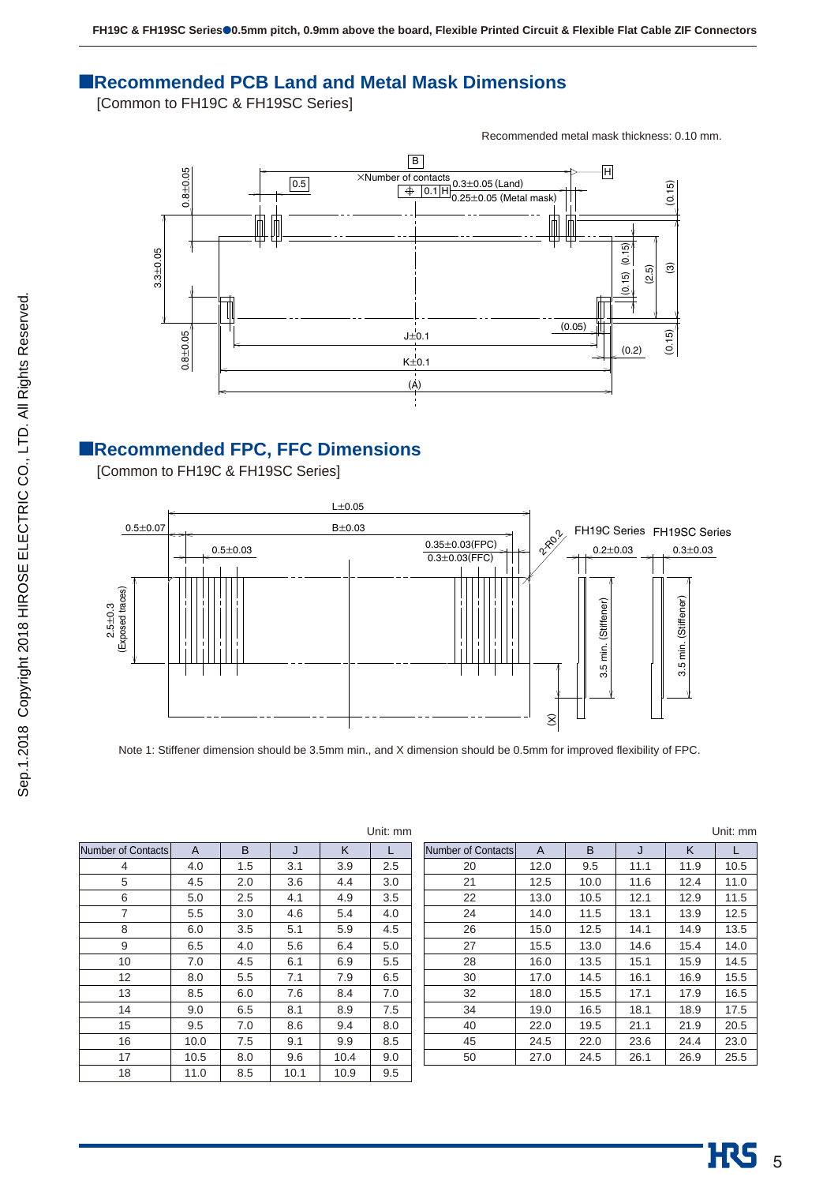## ■Recommended PCB Land and Metal Mask Dimensions

[Common to FH19C & FH19SC Series]

Recommended metal mask thickness: 0.10 mm.

## ■Recommended FPC, FFC Dimensions

[Common to FH19C & FH19SC Series]

Note 1: Stiffener dimension should be 3.5mm min., and X dimension should be 0.5mm for improved flexibility of FPC.

Unit: mm

| Number of Contacts | A | B | J | K | L |
|---|---|---|---|---|---|
| 4 | 4.0 | 1.5 | 3.1 | 3.9 | 2.5 |
| 5 | 4.5 | 2.0 | 3.6 | 4.4 | 3.0 |
| 6 | 5.0 | 2.5 | 4.1 | 4.9 | 3.5 |
| 7 | 5.5 | 3.0 | 4.6 | 5.4 | 4.0 |
| 8 | 6.0 | 3.5 | 5.1 | 5.9 | 4.5 |
| 9 | 6.5 | 4.0 | 5.6 | 6.4 | 5.0 |
| 10 | 7.0 | 4.5 | 6.1 | 6.9 | 5.5 |
| 12 | 8.0 | 5.5 | 7.1 | 7.9 | 6.5 |
| 13 | 8.5 | 6.0 | 7.6 | 8.4 | 7.0 |
| 14 | 9.0 | 6.5 | 8.1 | 8.9 | 7.5 |
| 15 | 9.5 | 7.0 | 8.6 | 9.4 | 8.0 |
| 16 | 10.0 | 7.5 | 9.1 | 9.9 | 8.5 |
| 17 | 10.5 | 8.0 | 9.6 | 10.4 | 9.0 |
| 18 | 11.0 | 8.5 | 10.1 | 10.9 | 9.5 |

Unit: mm

| Number of Contacts | A | B | J | K | L |
|---|---|---|---|---|---|
| 20 | 12.0 | 9.5 | 11.1 | 11.9 | 10.5 |
| 21 | 12.5 | 10.0 | 11.6 | 12.4 | 11.0 |
| 22 | 13.0 | 10.5 | 12.1 | 12.9 | 11.5 |
| 24 | 14.0 | 11.5 | 13.1 | 13.9 | 12.5 |
| 26 | 15.0 | 12.5 | 14.1 | 14.9 | 13.5 |
| 27 | 15.5 | 13.0 | 14.6 | 15.4 | 14.0 |
| 28 | 16.0 | 13.5 | 15.1 | 15.9 | 14.5 |
| 30 | 17.0 | 14.5 | 16.1 | 16.9 | 15.5 |
| 32 | 18.0 | 15.5 | 17.1 | 17.9 | 16.5 |
| 34 | 19.0 | 16.5 | 18.1 | 18.9 | 17.5 |
| 40 | 22.0 | 19.5 | 21.1 | 21.9 | 20.5 |
| 45 | 24.5 | 22.0 | 23.6 | 24.4 | 23.0 |
| 50 | 27.0 | 24.5 | 26.1 | 26.9 | 25.5 |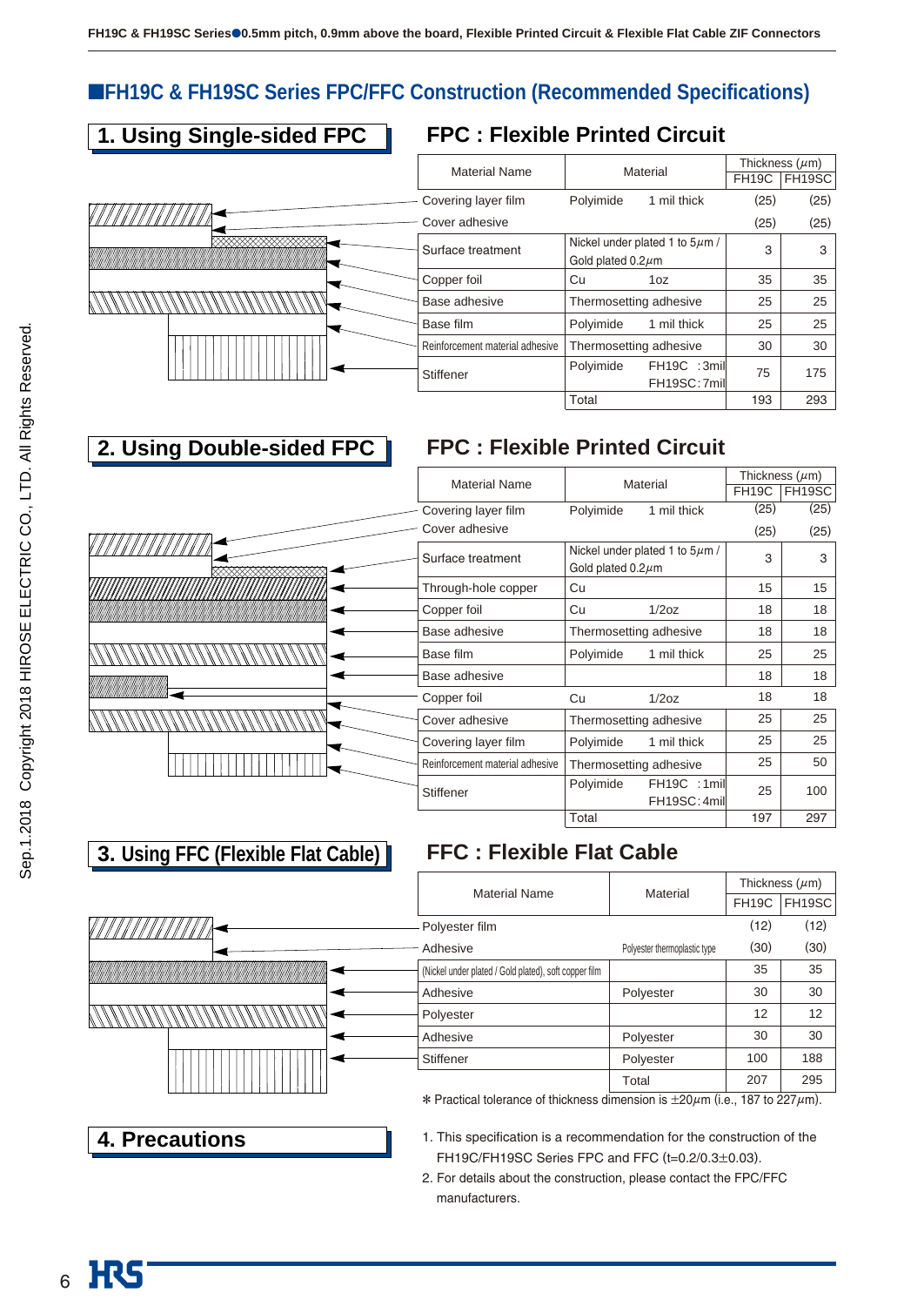## FH19C & FH19SC Series FPC/FFC Construction (Recommended Specifications)

### 1. Using Single-sided FPC

#### FPC : Flexible Printed Circuit

| Material Name | Material | | Thickness (μm) | |
|---|---|---|---|---|
| | | | FH19C | FH19SC |
| Covering layer film | Polyimide | 1 mil thick | (25) | (25) |
| Cover adhesive | | | (25) | (25) |
| Surface treatment | Nickel under plated 1 to 5μm / Gold plated 0.2μm | | 3 | 3 |
| Copper foil | Cu | 1oz | 35 | 35 |
| Base adhesive | Thermosetting adhesive | | 25 | 25 |
| Base film | Polyimide | 1 mil thick | 25 | 25 |
| Reinforcement material adhesive | Thermosetting adhesive | | 30 | 30 |
| Stiffener | Polyimide | FH19C : 3mil FH19SC: 7mil | 75 | 175 |
| | Total | | 193 | 293 |

### 2. Using Double-sided FPC

#### FPC : Flexible Printed Circuit

| Material Name | Material | | Thickness (μm) | |
|---|---|---|---|---|
| | | | FH19C | FH19SC |
| Covering layer film | Polyimide | 1 mil thick | (25) | (25) |
| Cover adhesive | | | (25) | (25) |
| Surface treatment | Nickel under plated 1 to 5μm / Gold plated 0.2μm | | 3 | 3 |
| Through-hole copper | Cu | | 15 | 15 |
| Copper foil | Cu | 1/2oz | 18 | 18 |
| Base adhesive | Thermosetting adhesive | | 18 | 18 |
| Base film | Polyimide | 1 mil thick | 25 | 25 |
| Base adhesive | | | 18 | 18 |
| Copper foil | Cu | 1/2oz | 18 | 18 |
| Cover adhesive | Thermosetting adhesive | | 25 | 25 |
| Covering layer film | Polyimide | 1 mil thick | 25 | 25 |
| Reinforcement material adhesive | Thermosetting adhesive | | 25 | 50 |
| Stiffener | Polyimide | FH19C : 1mil FH19SC: 4mil | 25 | 100 |
| | Total | | 197 | 297 |

### 3. Using FFC (Flexible Flat Cable)

#### FFC : Flexible Flat Cable

| Material Name | Material | Thickness (μm) | |
|---|---|---|---|
| | | FH19C | FH19SC |
| Polyester film | | (12) | (12) |
| Adhesive | Polyester thermoplastic type | (30) | (30) |
| (Nickel under plated / Gold plated), soft copper film | | 35 | 35 |
| Adhesive | Polyester | 30 | 30 |
| Polyester | | 12 | 12 |
| Adhesive | Polyester | 30 | 30 |
| Stiffener | Polyester | 100 | 188 |
| | Total | 207 | 295 |

* Practical tolerance of thickness dimension is ±20μm (i.e., 187 to 227μm).

### 4. Precautions

1. This specification is a recommendation for the construction of the FH19C/FH19SC Series FPC and FFC (t=0.2/0.3±0.03).
2. For details about the construction, please contact the FPC/FFC manufacturers.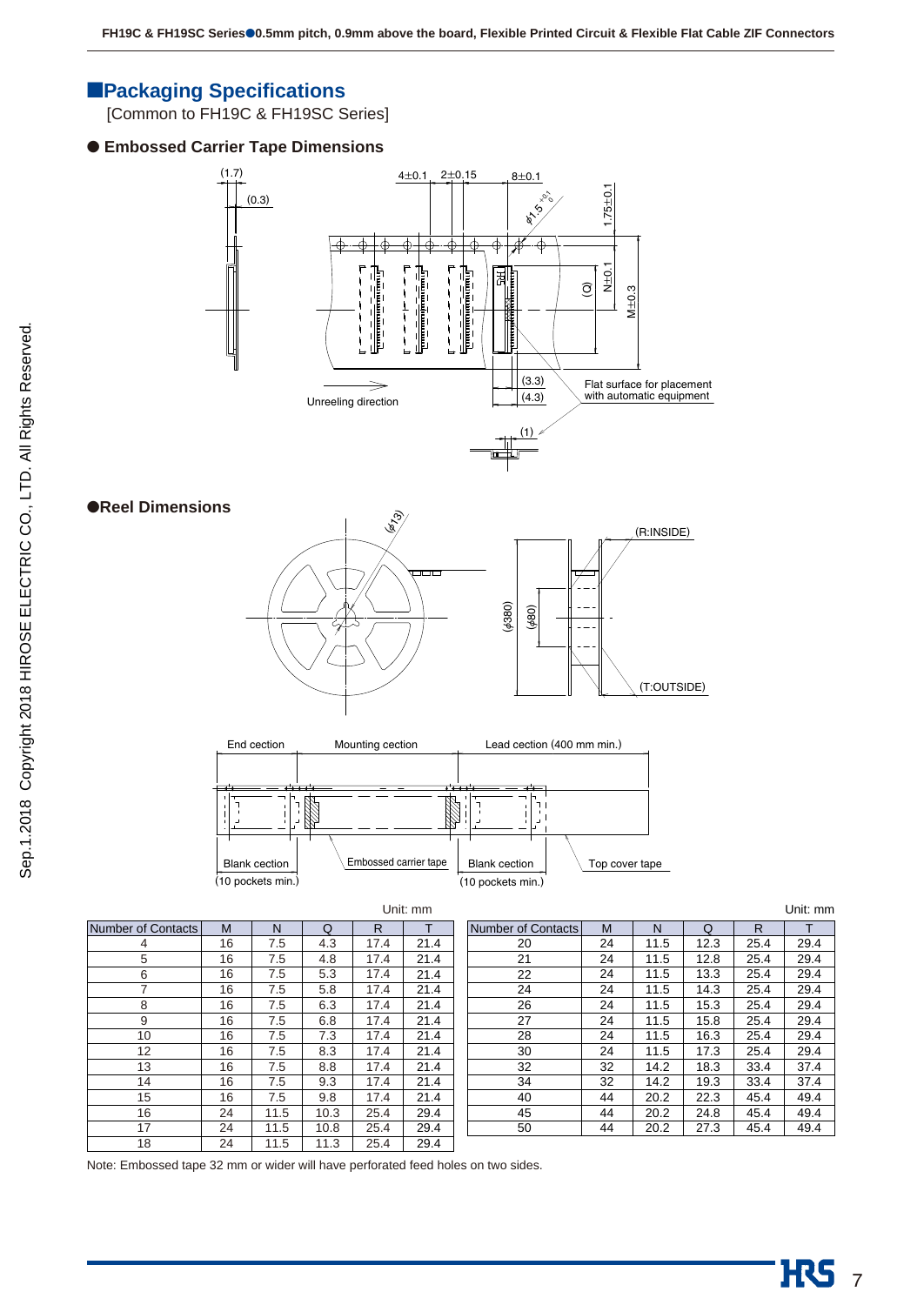## Packaging Specifications

[Common to FH19C & FH19SC Series]

### ● Embossed Carrier Tape Dimensions

### ●Reel Dimensions

Unit: mm

| Number of Contacts | M | N | Q | R | T |
|---|---|---|---|---|---|
| 4 | 16 | 7.5 | 4.3 | 17.4 | 21.4 |
| 5 | 16 | 7.5 | 4.8 | 17.4 | 21.4 |
| 6 | 16 | 7.5 | 5.3 | 17.4 | 21.4 |
| 7 | 16 | 7.5 | 5.8 | 17.4 | 21.4 |
| 8 | 16 | 7.5 | 6.3 | 17.4 | 21.4 |
| 9 | 16 | 7.5 | 6.8 | 17.4 | 21.4 |
| 10 | 16 | 7.5 | 7.3 | 17.4 | 21.4 |
| 12 | 16 | 7.5 | 8.3 | 17.4 | 21.4 |
| 13 | 16 | 7.5 | 8.8 | 17.4 | 21.4 |
| 14 | 16 | 7.5 | 9.3 | 17.4 | 21.4 |
| 15 | 16 | 7.5 | 9.8 | 17.4 | 21.4 |
| 16 | 24 | 11.5 | 10.3 | 25.4 | 29.4 |
| 17 | 24 | 11.5 | 10.8 | 25.4 | 29.4 |
| 18 | 24 | 11.5 | 11.3 | 25.4 | 29.4 |

Unit: mm

| Number of Contacts | M | N | Q | R | T |
|---|---|---|---|---|---|
| 20 | 24 | 11.5 | 12.3 | 25.4 | 29.4 |
| 21 | 24 | 11.5 | 12.8 | 25.4 | 29.4 |
| 22 | 24 | 11.5 | 13.3 | 25.4 | 29.4 |
| 24 | 24 | 11.5 | 14.3 | 25.4 | 29.4 |
| 26 | 24 | 11.5 | 15.3 | 25.4 | 29.4 |
| 27 | 24 | 11.5 | 15.8 | 25.4 | 29.4 |
| 28 | 24 | 11.5 | 16.3 | 25.4 | 29.4 |
| 30 | 24 | 11.5 | 17.3 | 25.4 | 29.4 |
| 32 | 32 | 14.2 | 18.3 | 33.4 | 37.4 |
| 34 | 32 | 14.2 | 19.3 | 33.4 | 37.4 |
| 40 | 44 | 20.2 | 22.3 | 45.4 | 49.4 |
| 45 | 44 | 20.2 | 24.8 | 45.4 | 49.4 |
| 50 | 44 | 20.2 | 27.3 | 45.4 | 49.4 |

Note: Embossed tape 32 mm or wider will have perforated feed holes on two sides.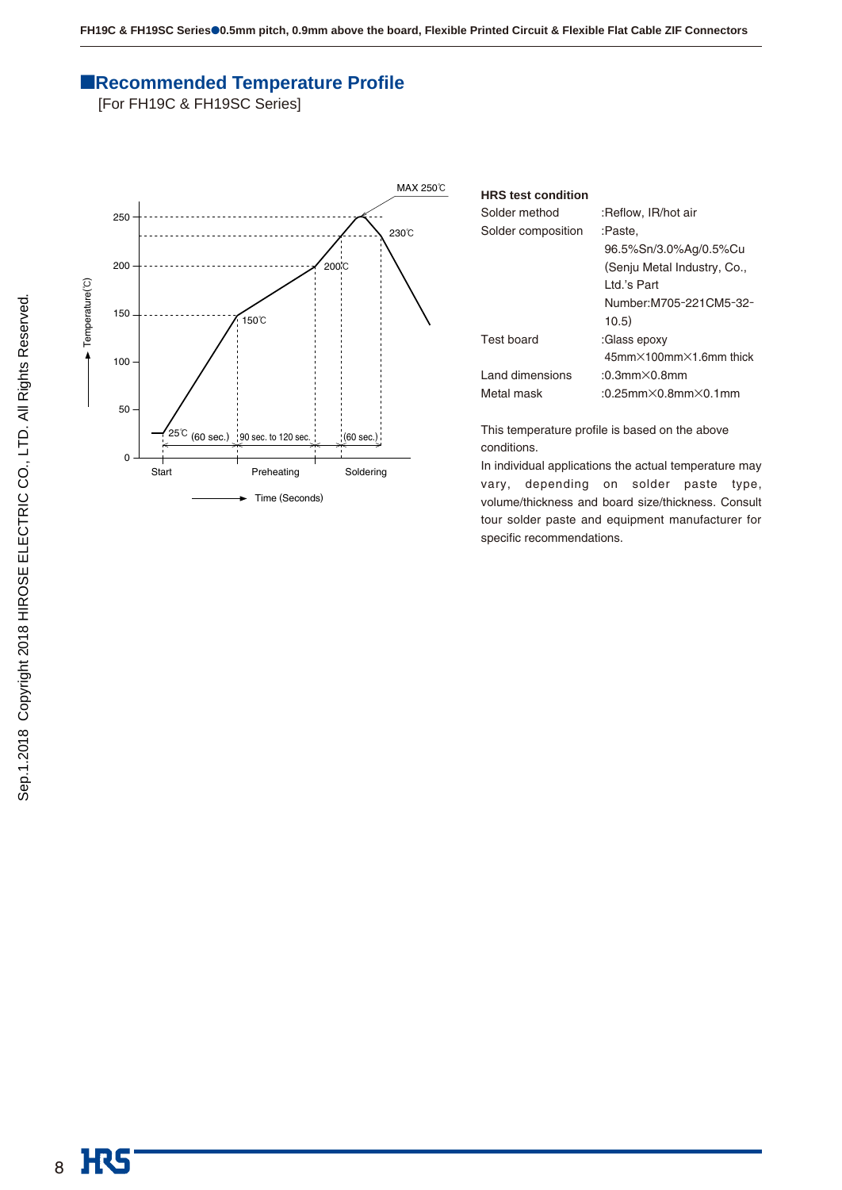## Recommended Temperature Profile

[For FH19C & FH19SC Series]

**HRS test condition**

| | |
|---|---|
| Solder method | :Reflow, IR/hot air |
| Solder composition | :Paste, 96.5%Sn/3.0%Ag/0.5%Cu (Senju Metal Industry, Co., Ltd.'s Part Number:M705-221CM5-32-10.5) |
| Test board | :Glass epoxy 45mm×100mm×1.6mm thick |
| Land dimensions | :0.3mm×0.8mm |
| Metal mask | :0.25mm×0.8mm×0.1mm |

This temperature profile is based on the above conditions.

In individual applications the actual temperature may vary, depending on solder paste type, volume/thickness and board size/thickness. Consult tour solder paste and equipment manufacturer for specific recommendations.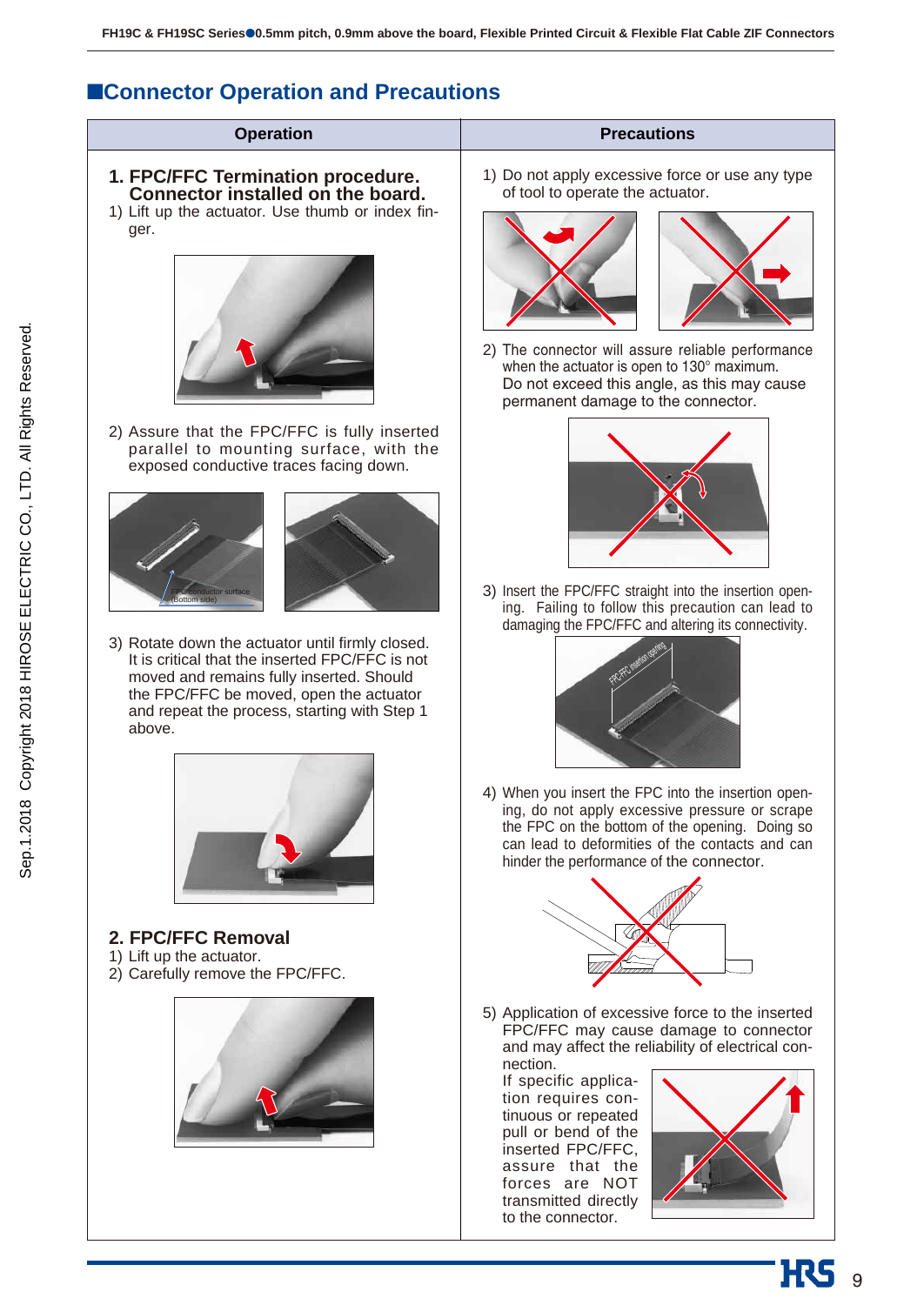## ■Connector Operation and Precautions

| Operation | Precautions |
|---|---|
| **1. FPC/FFC Termination procedure. Connector installed on the board.** | 1) Do not apply excessive force or use any type of tool to operate the actuator. |

### Operation

**1. FPC/FFC Termination procedure. Connector installed on the board.**

1) Lift up the actuator. Use thumb or index finger.

2) Assure that the FPC/FFC is fully inserted parallel to mounting surface, with the exposed conductive traces facing down.

FPC conductor surface (Bottom side)

3) Rotate down the actuator until firmly closed. It is critical that the inserted FPC/FFC is not moved and remains fully inserted. Should the FPC/FFC be moved, open the actuator and repeat the process, starting with Step 1 above.

**2. FPC/FFC Removal**

1) Lift up the actuator.
2) Carefully remove the FPC/FFC.

### Precautions

1) Do not apply excessive force or use any type of tool to operate the actuator.

2) The connector will assure reliable performance when the actuator is open to 130° maximum. Do not exceed this angle, as this may cause permanent damage to the connector.

3) Insert the FPC/FFC straight into the insertion opening. Failing to follow this precaution can lead to damaging the FPC/FFC and altering its connectivity.

FPC/FFC insertion opening

4) When you insert the FPC into the insertion opening, do not apply excessive pressure or scrape the FPC on the bottom of the opening. Doing so can lead to deformities of the contacts and can hinder the performance of the connector.

5) Application of excessive force to the inserted FPC/FFC may cause damage to connector and may affect the reliability of electrical connection.
If specific application requires continuous or repeated pull or bend of the inserted FPC/FFC, assure that the forces are NOT transmitted directly to the connector.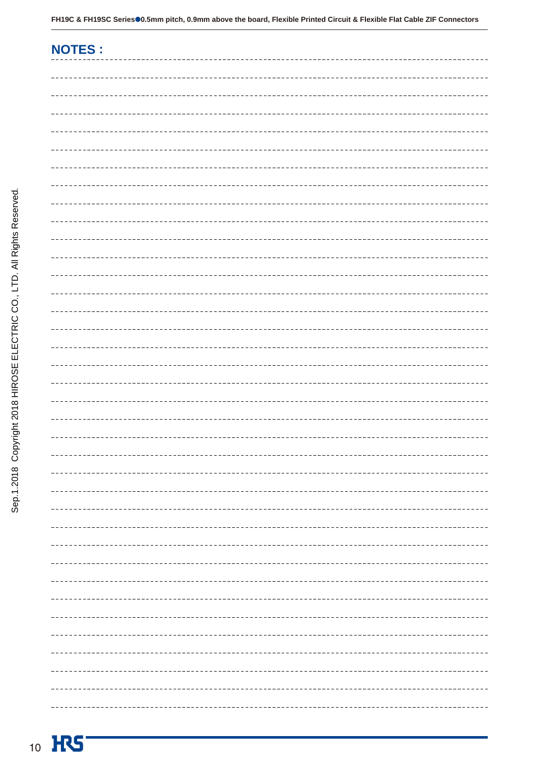## NOTES :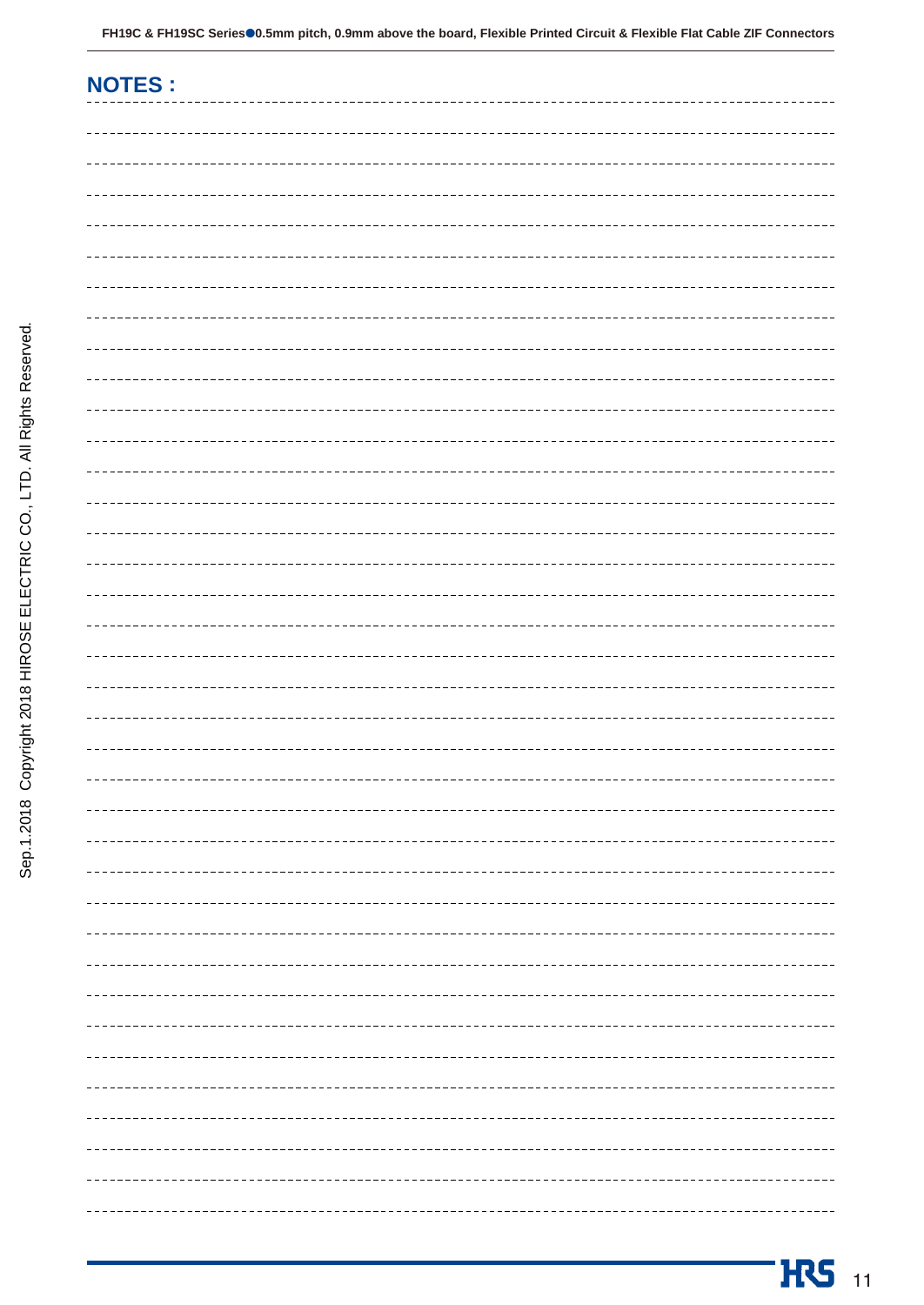## NOTES :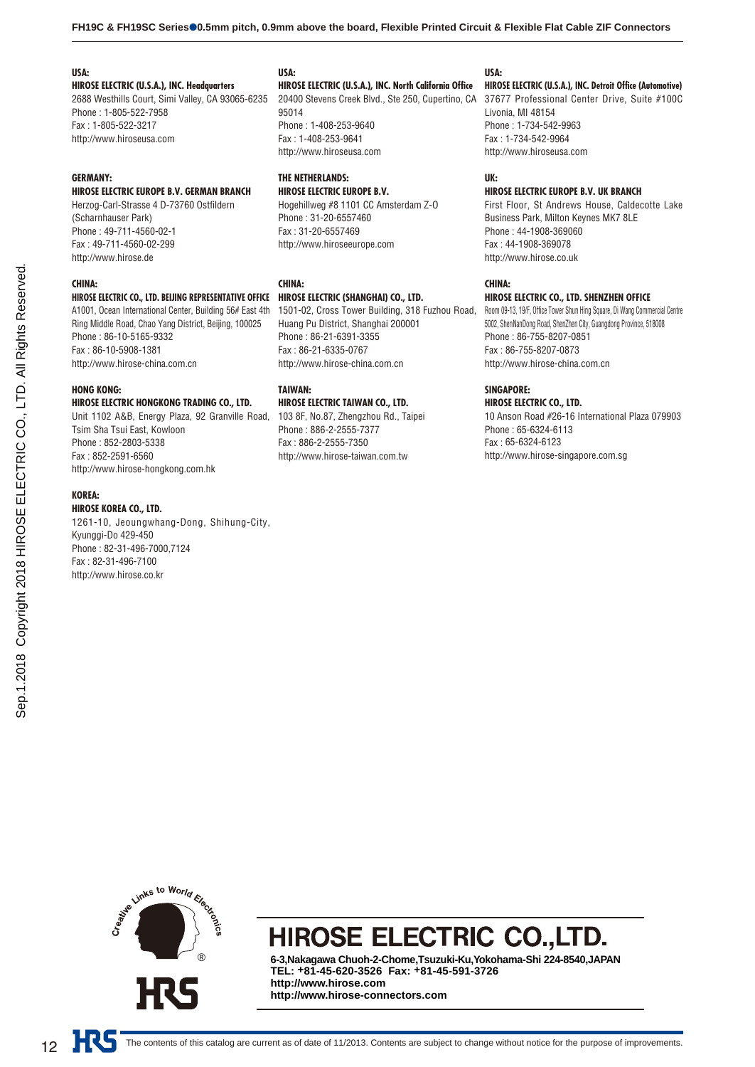**USA:**
**HIROSE ELECTRIC (U.S.A.), INC. Headquarters**
2688 Westhills Court, Simi Valley, CA 93065-6235
Phone : 1-805-522-7958
Fax : 1-805-522-3217
http://www.hiroseusa.com

**USA:**
**HIROSE ELECTRIC (U.S.A.), INC. North California Office**
20400 Stevens Creek Blvd., Ste 250, Cupertino, CA 95014
Phone : 1-408-253-9640
Fax : 1-408-253-9641
http://www.hiroseusa.com

**USA:**
**HIROSE ELECTRIC (U.S.A.), INC. Detroit Office (Automotive)**
37677 Professional Center Drive, Suite #100C
Livonia, MI 48154
Phone : 1-734-542-9963
Fax : 1-734-542-9964
http://www.hiroseusa.com

**GERMANY:**
**HIROSE ELECTRIC EUROPE B.V. GERMAN BRANCH**
Herzog-Carl-Strasse 4 D-73760 Ostfildern
(Scharnhauser Park)
Phone : 49-711-4560-02-1
Fax : 49-711-4560-02-299
http://www.hirose.de

**THE NETHERLANDS:**
**HIROSE ELECTRIC EUROPE B.V.**
Hogehillweg #8 1101 CC Amsterdam Z-O
Phone : 31-20-6557460
Fax : 31-20-6557469
http://www.hiroseeurope.com

**UK:**
**HIROSE ELECTRIC EUROPE B.V. UK BRANCH**
First Floor, St Andrews House, Caldecotte Lake Business Park, Milton Keynes MK7 8LE
Phone : 44-1908-369060
Fax : 44-1908-369078
http://www.hirose.co.uk

**CHINA:**
**HIROSE ELECTRIC CO., LTD. BEIJING REPRESENTATIVE OFFICE**
A1001, Ocean International Center, Building 56# East 4th Ring Middle Road, Chao Yang District, Beijing, 100025
Phone : 86-10-5165-9332
Fax : 86-10-5908-1381
http://www.hirose-china.com.cn

**CHINA:**
**HIROSE ELECTRIC (SHANGHAI) CO., LTD.**
1501-02, Cross Tower Building, 318 Fuzhou Road, Huang Pu District, Shanghai 200001
Phone : 86-21-6391-3355
Fax : 86-21-6335-0767
http://www.hirose-china.com.cn

**CHINA:**
**HIROSE ELECTRIC CO., LTD. SHENZHEN OFFICE**
Room 09-13, 19/F, Office Tower Shun Hing Square, Di Wang Commercial Centre 5002, ShenNanDong Road, ShenZhen City, Guangdong Province, 518008
Phone : 86-755-8207-0851
Fax : 86-755-8207-0873
http://www.hirose-china.com.cn

**HONG KONG:**
**HIROSE ELECTRIC HONGKONG TRADING CO., LTD.**
Unit 1102 A&B, Energy Plaza, 92 Granville Road, Tsim Sha Tsui East, Kowloon
Phone : 852-2803-5338
Fax : 852-2591-6560
http://www.hirose-hongkong.com.hk

**TAIWAN:**
**HIROSE ELECTRIC TAIWAN CO., LTD.**
103 8F, No.87, Zhengzhou Rd., Taipei
Phone : 886-2-2555-7377
Fax : 886-2-2555-7350
http://www.hirose-taiwan.com.tw

**SINGAPORE:**
**HIROSE ELECTRIC CO., LTD.**
10 Anson Road #26-16 International Plaza 079903
Phone : 65-6324-6113
Fax : 65-6324-6123
http://www.hirose-singapore.com.sg

**KOREA:**
**HIROSE KOREA CO., LTD.**
1261-10, Jeoungwhang-Dong, Shihung-City, Kyunggi-Do 429-450
Phone : 82-31-496-7000,7124
Fax : 82-31-496-7100
http://www.hirose.co.kr

Creative Links to World Electronics ®

HRS

# HIROSE ELECTRIC CO.,LTD.

**6-3,Nakagawa Chuoh-2-Chome,Tsuzuki-Ku,Yokohama-Shi 224-8540,JAPAN**
**TEL: +81-45-620-3526 Fax: +81-45-591-3726**
**http://www.hirose.com**
**http://www.hirose-connectors.com**

The contents of this catalog are current as of date of 11/2013. Contents are subject to change without notice for the purpose of improvements.